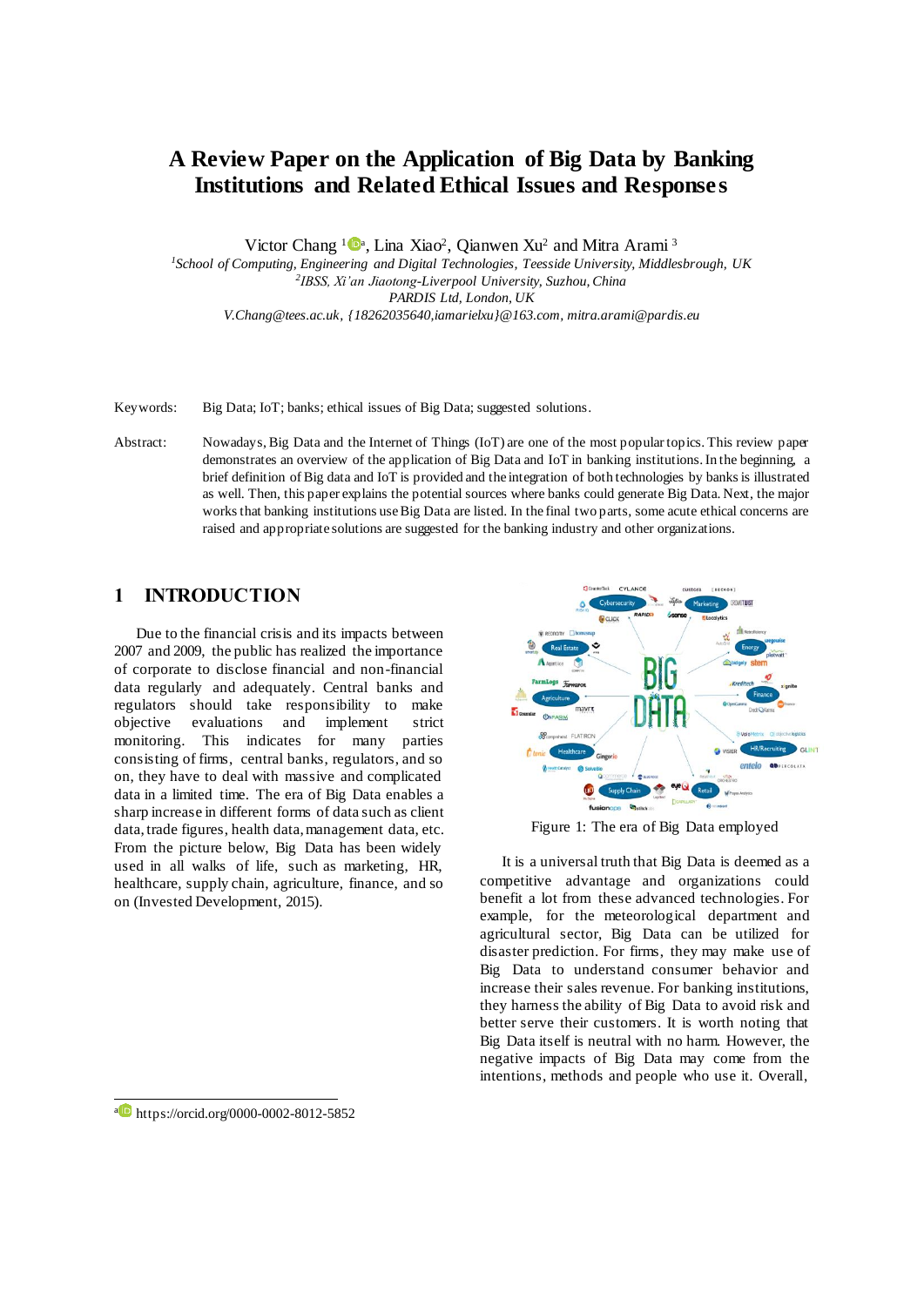# A Review Paper on the Application of Big Data by Banking Institutions and Related Ethical Issues and Responses

Victor Chang [1] [a], Lina Xiao[2], Qianwen Xu[2] and Mitra Arami [3]

[1]*School of Computing, Engineering and Digital Technologies, Teesside University, Middlesbrough, UK*
[2]*IBSS, Xi'an Jiaotong-Liverpool University, Suzhou, China*
*PARDIS Ltd, London, UK*
*V.Chang@tees.ac.uk, {18262035640,iamarielxu}@163.com, mitra.arami@pardis.eu*

Keywords: Big Data; IoT; banks; ethical issues of Big Data; suggested solutions.

Abstract: Nowadays, Big Data and the Internet of Things (IoT) are one of the most popular topics. This review paper demonstrates an overview of the application of Big Data and IoT in banking institutions. In the beginning, a brief definition of Big data and IoT is provided and the integration of both technologies by banks is illustrated as well. Then, this paper explains the potential sources where banks could generate Big Data. Next, the major works that banking institutions use Big Data are listed. In the final two parts, some acute ethical concerns are raised and appropriate solutions are suggested for the banking industry and other organizations.

## 1 INTRODUCTION

Due to the financial crisis and its impacts between 2007 and 2009, the public has realized the importance of corporate to disclose financial and non-financial data regularly and adequately. Central banks and regulators should take responsibility to make objective evaluations and implement strict monitoring. This indicates for many parties consisting of firms, central banks, regulators, and so on, they have to deal with massive and complicated data in a limited time. The era of Big Data enables a sharp increase in different forms of data such as client data, trade figures, health data, management data, etc. From the picture below, Big Data has been widely used in all walks of life, such as marketing, HR, healthcare, supply chain, agriculture, finance, and so on (Invested Development, 2015).

Figure 1: The era of Big Data employed

It is a universal truth that Big Data is deemed as a competitive advantage and organizations could benefit a lot from these advanced technologies. For example, for the meteorological department and agricultural sector, Big Data can be utilized for disaster prediction. For firms, they may make use of Big Data to understand consumer behavior and increase their sales revenue. For banking institutions, they harness the ability of Big Data to avoid risk and better serve their customers. It is worth noting that Big Data itself is neutral with no harm. However, the negative impacts of Big Data may come from the intentions, methods and people who use it. Overall,

[a] https://orcid.org/0000-0002-8012-5852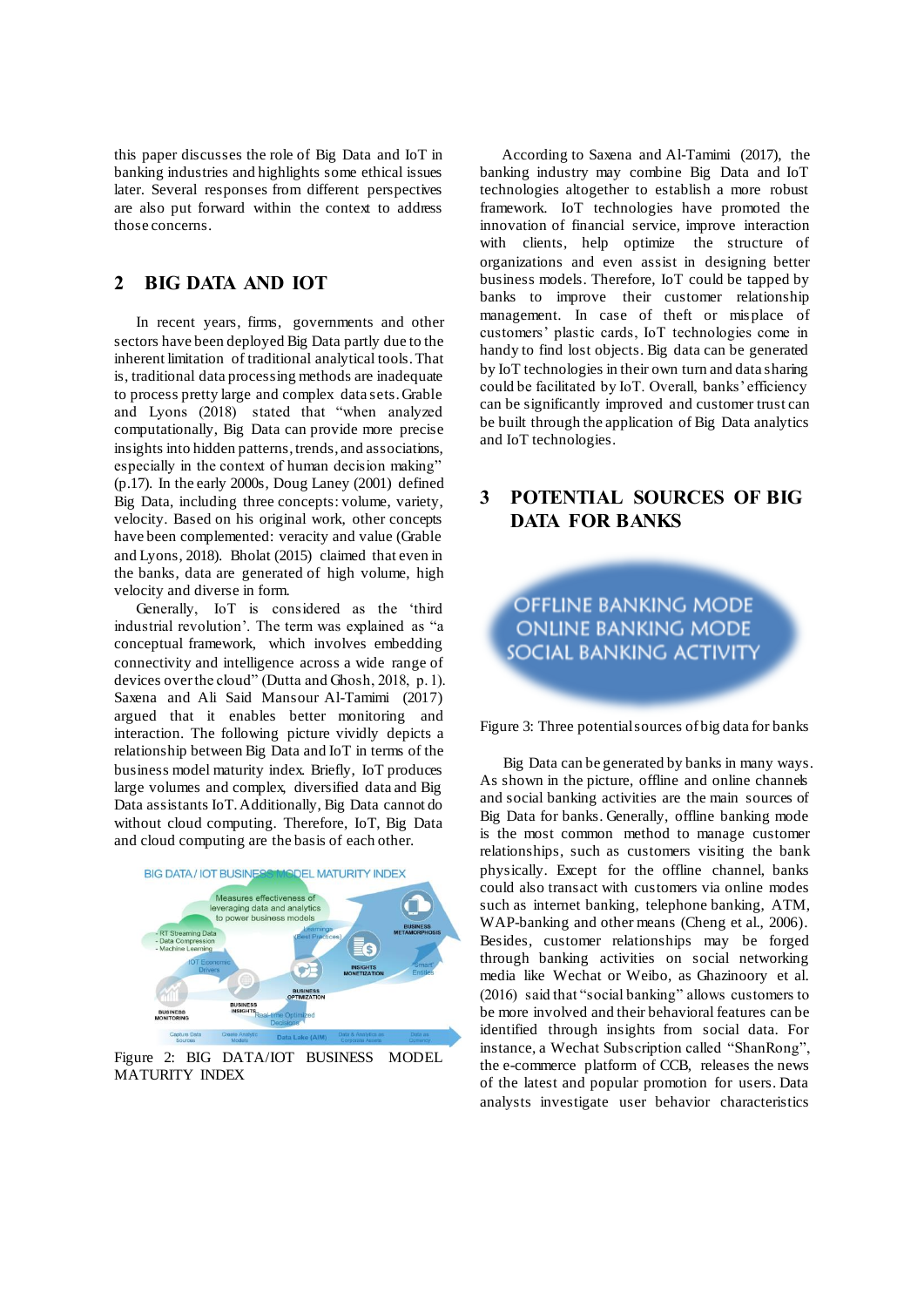this paper discusses the role of Big Data and IoT in banking industries and highlights some ethical issues later. Several responses from different perspectives are also put forward within the context to address those concerns.

## 2 BIG DATA AND IOT

In recent years, firms, governments and other sectors have been deployed Big Data partly due to the inherent limitation of traditional analytical tools. That is, traditional data processing methods are inadequate to process pretty large and complex data sets. Grable and Lyons (2018) stated that "when analyzed computationally, Big Data can provide more precise insights into hidden patterns, trends, and associations, especially in the context of human decision making" (p.17). In the early 2000s, Doug Laney (2001) defined Big Data, including three concepts: volume, variety, velocity. Based on his original work, other concepts have been complemented: veracity and value (Grable and Lyons, 2018). Bholat (2015) claimed that even in the banks, data are generated of high volume, high velocity and diverse in form.

Generally, IoT is considered as the 'third industrial revolution'. The term was explained as "a conceptual framework, which involves embedding connectivity and intelligence across a wide range of devices over the cloud" (Dutta and Ghosh, 2018, p. 1). Saxena and Ali Said Mansour Al-Tamimi (2017) argued that it enables better monitoring and interaction. The following picture vividly depicts a relationship between Big Data and IoT in terms of the business model maturity index. Briefly, IoT produces large volumes and complex, diversified data and Big Data assistants IoT. Additionally, Big Data cannot do without cloud computing. Therefore, IoT, Big Data and cloud computing are the basis of each other.

Figure 2: BIG DATA/IOT BUSINESS MODEL MATURITY INDEX

According to Saxena and Al-Tamimi (2017), the banking industry may combine Big Data and IoT technologies altogether to establish a more robust framework. IoT technologies have promoted the innovation of financial service, improve interaction with clients, help optimize the structure of organizations and even assist in designing better business models. Therefore, IoT could be tapped by banks to improve their customer relationship management. In case of theft or misplace of customers' plastic cards, IoT technologies come in handy to find lost objects. Big data can be generated by IoT technologies in their own turn and data sharing could be facilitated by IoT. Overall, banks' efficiency can be significantly improved and customer trust can be built through the application of Big Data analytics and IoT technologies.

## 3 POTENTIAL SOURCES OF BIG DATA FOR BANKS

Figure 3: Three potential sources of big data for banks

Big Data can be generated by banks in many ways. As shown in the picture, offline and online channels and social banking activities are the main sources of Big Data for banks. Generally, offline banking mode is the most common method to manage customer relationships, such as customers visiting the bank physically. Except for the offline channel, banks could also transact with customers via online modes such as internet banking, telephone banking, ATM, WAP-banking and other means (Cheng et al., 2006). Besides, customer relationships may be forged through banking activities on social networking media like Wechat or Weibo, as Ghazinoory et al. (2016) said that "social banking" allows customers to be more involved and their behavioral features can be identified through insights from social data. For instance, a Wechat Subscription called "ShanRong", the e-commerce platform of CCB, releases the news of the latest and popular promotion for users. Data analysts investigate user behavior characteristics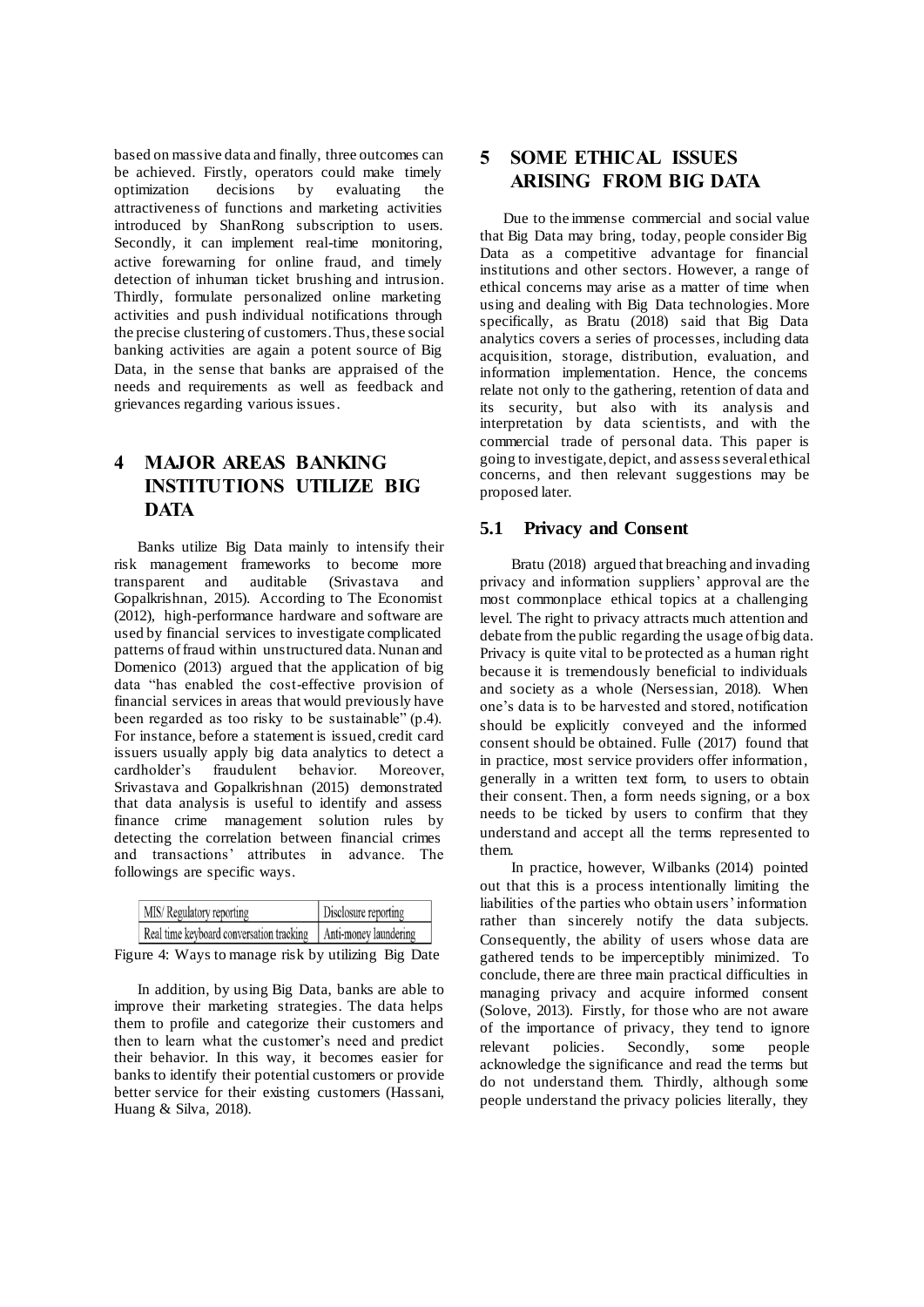based on massive data and finally, three outcomes can be achieved. Firstly, operators could make timely optimization decisions by evaluating the attractiveness of functions and marketing activities introduced by ShanRong subscription to users. Secondly, it can implement real-time monitoring, active forewarning for online fraud, and timely detection of inhuman ticket brushing and intrusion. Thirdly, formulate personalized online marketing activities and push individual notifications through the precise clustering of customers. Thus, these social banking activities are again a potent source of Big Data, in the sense that banks are appraised of the needs and requirements as well as feedback and grievances regarding various issues.

# 4 MAJOR AREAS BANKING INSTITUTIONS UTILIZE BIG DATA

Banks utilize Big Data mainly to intensify their risk management frameworks to become more transparent and auditable (Srivastava and Gopalkrishnan, 2015). According to The Economist (2012), high-performance hardware and software are used by financial services to investigate complicated patterns of fraud within unstructured data. Nunan and Domenico (2013) argued that the application of big data "has enabled the cost-effective provision of financial services in areas that would previously have been regarded as too risky to be sustainable" (p.4). For instance, before a statement is issued, credit card issuers usually apply big data analytics to detect a cardholder's fraudulent behavior. Moreover, Srivastava and Gopalkrishnan (2015) demonstrated that data analysis is useful to identify and assess finance crime management solution rules by detecting the correlation between financial crimes and transactions' attributes in advance. The followings are specific ways.

| MIS/ Regulatory reporting | Disclosure reporting |
|---|---|
| Real time keyboard conversation tracking | Anti-money laundering |

Figure 4: Ways to manage risk by utilizing Big Date

In addition, by using Big Data, banks are able to improve their marketing strategies. The data helps them to profile and categorize their customers and then to learn what the customer's need and predict their behavior. In this way, it becomes easier for banks to identify their potential customers or provide better service for their existing customers (Hassani, Huang & Silva, 2018).

# 5 SOME ETHICAL ISSUES ARISING FROM BIG DATA

Due to the immense commercial and social value that Big Data may bring, today, people consider Big Data as a competitive advantage for financial institutions and other sectors. However, a range of ethical concerns may arise as a matter of time when using and dealing with Big Data technologies. More specifically, as Bratu (2018) said that Big Data analytics covers a series of processes, including data acquisition, storage, distribution, evaluation, and information implementation. Hence, the concerns relate not only to the gathering, retention of data and its security, but also with its analysis and interpretation by data scientists, and with the commercial trade of personal data. This paper is going to investigate, depict, and assess several ethical concerns, and then relevant suggestions may be proposed later.

## 5.1 Privacy and Consent

Bratu (2018) argued that breaching and invading privacy and information suppliers' approval are the most commonplace ethical topics at a challenging level. The right to privacy attracts much attention and debate from the public regarding the usage of big data. Privacy is quite vital to be protected as a human right because it is tremendously beneficial to individuals and society as a whole (Nersessian, 2018). When one's data is to be harvested and stored, notification should be explicitly conveyed and the informed consent should be obtained. Fulle (2017) found that in practice, most service providers offer information, generally in a written text form, to users to obtain their consent. Then, a form needs signing, or a box needs to be ticked by users to confirm that they understand and accept all the terms represented to them.

In practice, however, Wilbanks (2014) pointed out that this is a process intentionally limiting the liabilities of the parties who obtain users' information rather than sincerely notify the data subjects. Consequently, the ability of users whose data are gathered tends to be imperceptibly minimized. To conclude, there are three main practical difficulties in managing privacy and acquire informed consent (Solove, 2013). Firstly, for those who are not aware of the importance of privacy, they tend to ignore relevant policies. Secondly, some people acknowledge the significance and read the terms but do not understand them. Thirdly, although some people understand the privacy policies literally, they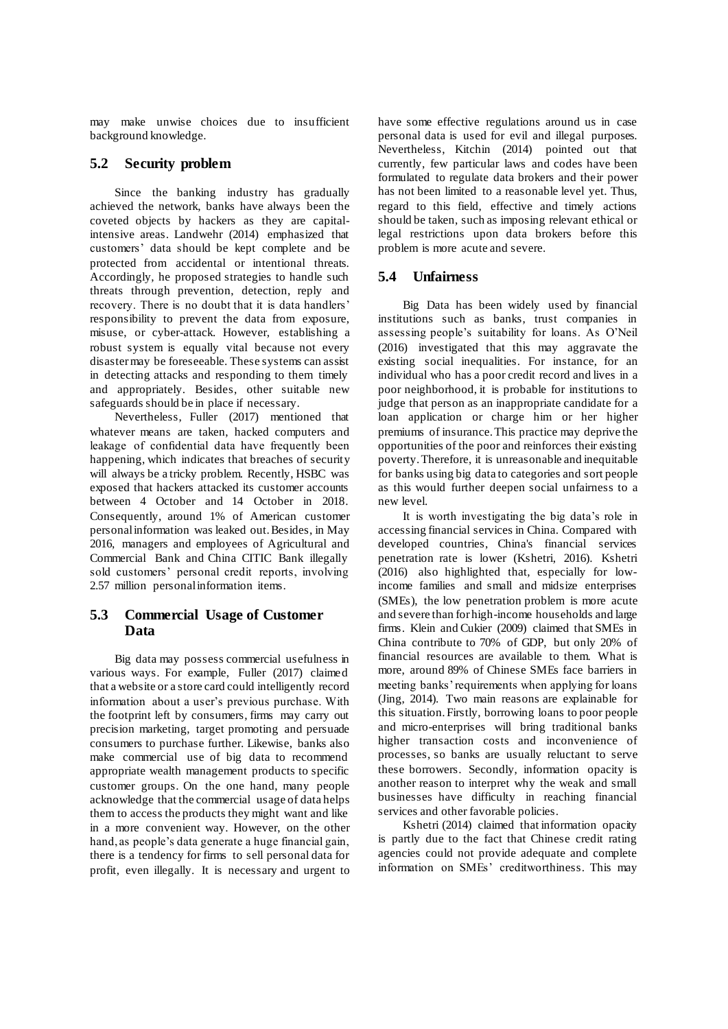may make unwise choices due to insufficient background knowledge.

## 5.2 Security problem

Since the banking industry has gradually achieved the network, banks have always been the coveted objects by hackers as they are capital-intensive areas. Landwehr (2014) emphasized that customers' data should be kept complete and be protected from accidental or intentional threats. Accordingly, he proposed strategies to handle such threats through prevention, detection, reply and recovery. There is no doubt that it is data handlers' responsibility to prevent the data from exposure, misuse, or cyber-attack. However, establishing a robust system is equally vital because not every disaster may be foreseeable. These systems can assist in detecting attacks and responding to them timely and appropriately. Besides, other suitable new safeguards should be in place if necessary.

Nevertheless, Fuller (2017) mentioned that whatever means are taken, hacked computers and leakage of confidential data have frequently been happening, which indicates that breaches of security will always be a tricky problem. Recently, HSBC was exposed that hackers attacked its customer accounts between 4 October and 14 October in 2018. Consequently, around 1% of American customer personal information was leaked out. Besides, in May 2016, managers and employees of Agricultural and Commercial Bank and China CITIC Bank illegally sold customers' personal credit reports, involving 2.57 million personal information items.

## 5.3 Commercial Usage of Customer Data

Big data may possess commercial usefulness in various ways. For example, Fuller (2017) claimed that a website or a store card could intelligently record information about a user's previous purchase. With the footprint left by consumers, firms may carry out precision marketing, target promoting and persuade consumers to purchase further. Likewise, banks also make commercial use of big data to recommend appropriate wealth management products to specific customer groups. On the one hand, many people acknowledge that the commercial usage of data helps them to access the products they might want and like in a more convenient way. However, on the other hand, as people's data generate a huge financial gain, there is a tendency for firms to sell personal data for profit, even illegally. It is necessary and urgent to have some effective regulations around us in case personal data is used for evil and illegal purposes. Nevertheless, Kitchin (2014) pointed out that currently, few particular laws and codes have been formulated to regulate data brokers and their power has not been limited to a reasonable level yet. Thus, regard to this field, effective and timely actions should be taken, such as imposing relevant ethical or legal restrictions upon data brokers before this problem is more acute and severe.

## 5.4 Unfairness

Big Data has been widely used by financial institutions such as banks, trust companies in assessing people's suitability for loans. As O'Neil (2016) investigated that this may aggravate the existing social inequalities. For instance, for an individual who has a poor credit record and lives in a poor neighborhood, it is probable for institutions to judge that person as an inappropriate candidate for a loan application or charge him or her higher premiums of insurance. This practice may deprive the opportunities of the poor and reinforces their existing poverty. Therefore, it is unreasonable and inequitable for banks using big data to categories and sort people as this would further deepen social unfairness to a new level.

It is worth investigating the big data's role in accessing financial services in China. Compared with developed countries, China's financial services penetration rate is lower (Kshetri, 2016). Kshetri (2016) also highlighted that, especially for low-income families and small and midsize enterprises (SMEs), the low penetration problem is more acute and severe than for high-income households and large firms. Klein and Cukier (2009) claimed that SMEs in China contribute to 70% of GDP, but only 20% of financial resources are available to them. What is more, around 89% of Chinese SMEs face barriers in meeting banks' requirements when applying for loans (Jing, 2014). Two main reasons are explainable for this situation. Firstly, borrowing loans to poor people and micro-enterprises will bring traditional banks higher transaction costs and inconvenience of processes, so banks are usually reluctant to serve these borrowers. Secondly, information opacity is another reason to interpret why the weak and small businesses have difficulty in reaching financial services and other favorable policies.

Kshetri (2014) claimed that information opacity is partly due to the fact that Chinese credit rating agencies could not provide adequate and complete information on SMEs' creditworthiness. This may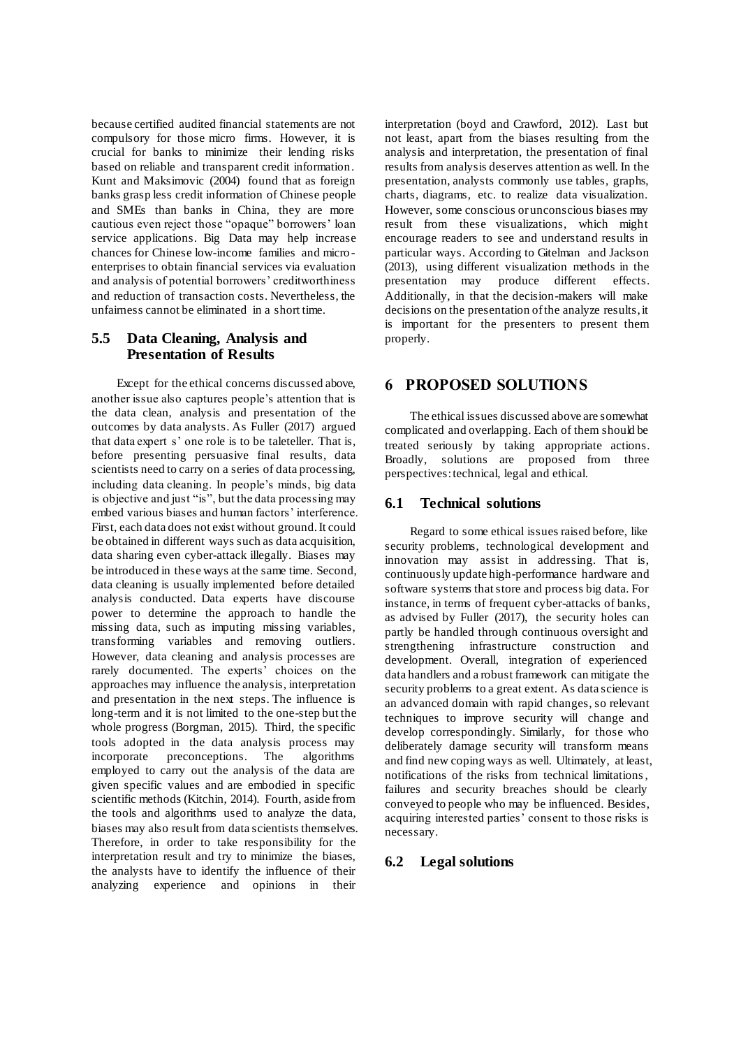because certified audited financial statements are not compulsory for those micro firms. However, it is crucial for banks to minimize their lending risks based on reliable and transparent credit information. Kunt and Maksimovic (2004) found that as foreign banks grasp less credit information of Chinese people and SMEs than banks in China, they are more cautious even reject those "opaque" borrowers' loan service applications. Big Data may help increase chances for Chinese low-income families and micro-enterprises to obtain financial services via evaluation and analysis of potential borrowers' creditworthiness and reduction of transaction costs. Nevertheless, the unfairness cannot be eliminated in a short time.

### 5.5 Data Cleaning, Analysis and Presentation of Results

Except for the ethical concerns discussed above, another issue also captures people's attention that is the data clean, analysis and presentation of the outcomes by data analysts. As Fuller (2017) argued that data expert s' one role is to be taleteller. That is, before presenting persuasive final results, data scientists need to carry on a series of data processing, including data cleaning. In people's minds, big data is objective and just "is", but the data processing may embed various biases and human factors' interference. First, each data does not exist without ground. It could be obtained in different ways such as data acquisition, data sharing even cyber-attack illegally. Biases may be introduced in these ways at the same time. Second, data cleaning is usually implemented before detailed analysis conducted. Data experts have discourse power to determine the approach to handle the missing data, such as imputing missing variables, transforming variables and removing outliers. However, data cleaning and analysis processes are rarely documented. The experts' choices on the approaches may influence the analysis, interpretation and presentation in the next steps. The influence is long-term and it is not limited to the one-step but the whole progress (Borgman, 2015). Third, the specific tools adopted in the data analysis process may incorporate preconceptions. The algorithms employed to carry out the analysis of the data are given specific values and are embodied in specific scientific methods (Kitchin, 2014). Fourth, aside from the tools and algorithms used to analyze the data, biases may also result from data scientists themselves. Therefore, in order to take responsibility for the interpretation result and try to minimize the biases, the analysts have to identify the influence of their analyzing experience and opinions in their interpretation (boyd and Crawford, 2012). Last but not least, apart from the biases resulting from the analysis and interpretation, the presentation of final results from analysis deserves attention as well. In the presentation, analysts commonly use tables, graphs, charts, diagrams, etc. to realize data visualization. However, some conscious or unconscious biases may result from these visualizations, which might encourage readers to see and understand results in particular ways. According to Gitelman and Jackson (2013), using different visualization methods in the presentation may produce different effects. Additionally, in that the decision-makers will make decisions on the presentation of the analyze results, it is important for the presenters to present them properly.

## 6 PROPOSED SOLUTIONS

The ethical issues discussed above are somewhat complicated and overlapping. Each of them should be treated seriously by taking appropriate actions. Broadly, solutions are proposed from three perspectives: technical, legal and ethical.

### 6.1 Technical solutions

Regard to some ethical issues raised before, like security problems, technological development and innovation may assist in addressing. That is, continuously update high-performance hardware and software systems that store and process big data. For instance, in terms of frequent cyber-attacks of banks, as advised by Fuller (2017), the security holes can partly be handled through continuous oversight and strengthening infrastructure construction and development. Overall, integration of experienced data handlers and a robust framework can mitigate the security problems to a great extent. As data science is an advanced domain with rapid changes, so relevant techniques to improve security will change and develop correspondingly. Similarly, for those who deliberately damage security will transform means and find new coping ways as well. Ultimately, at least, notifications of the risks from technical limitations, failures and security breaches should be clearly conveyed to people who may be influenced. Besides, acquiring interested parties' consent to those risks is necessary.

### 6.2 Legal solutions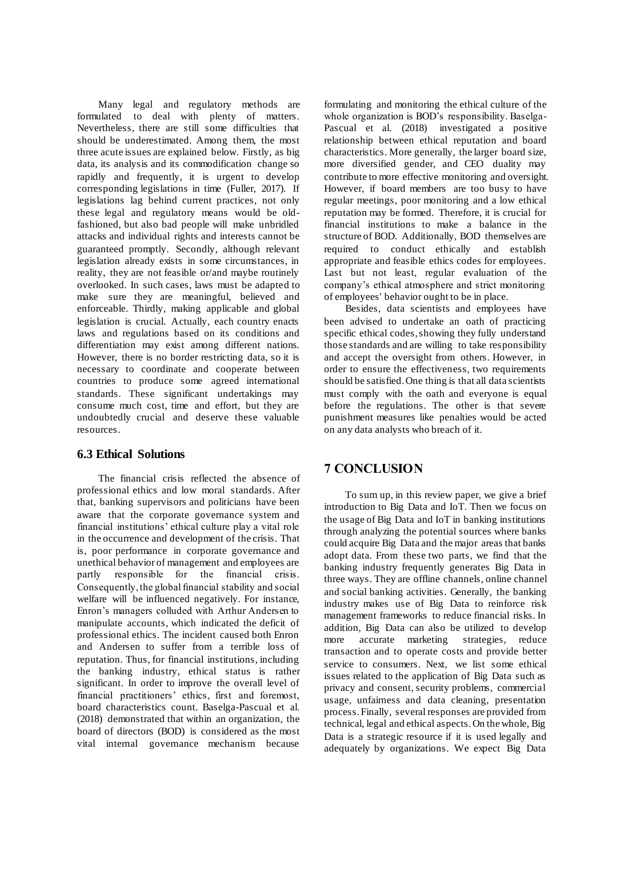Many legal and regulatory methods are formulated to deal with plenty of matters. Nevertheless, there are still some difficulties that should be underestimated. Among them, the most three acute issues are explained below. Firstly, as big data, its analysis and its commodification change so rapidly and frequently, it is urgent to develop corresponding legislations in time (Fuller, 2017). If legislations lag behind current practices, not only these legal and regulatory means would be old-fashioned, but also bad people will make unbridled attacks and individual rights and interests cannot be guaranteed promptly. Secondly, although relevant legislation already exists in some circumstances, in reality, they are not feasible or/and maybe routinely overlooked. In such cases, laws must be adapted to make sure they are meaningful, believed and enforceable. Thirdly, making applicable and global legislation is crucial. Actually, each country enacts laws and regulations based on its conditions and differentiation may exist among different nations. However, there is no border restricting data, so it is necessary to coordinate and cooperate between countries to produce some agreed international standards. These significant undertakings may consume much cost, time and effort, but they are undoubtedly crucial and deserve these valuable resources.

### 6.3 Ethical Solutions

The financial crisis reflected the absence of professional ethics and low moral standards. After that, banking supervisors and politicians have been aware that the corporate governance system and financial institutions' ethical culture play a vital role in the occurrence and development of the crisis. That is, poor performance in corporate governance and unethical behavior of management and employees are partly responsible for the financial crisis. Consequently, the global financial stability and social welfare will be influenced negatively. For instance, Enron's managers colluded with Arthur Andersen to manipulate accounts, which indicated the deficit of professional ethics. The incident caused both Enron and Andersen to suffer from a terrible loss of reputation. Thus, for financial institutions, including the banking industry, ethical status is rather significant. In order to improve the overall level of financial practitioners' ethics, first and foremost, board characteristics count. Baselga-Pascual et al. (2018) demonstrated that within an organization, the board of directors (BOD) is considered as the most vital internal governance mechanism because formulating and monitoring the ethical culture of the whole organization is BOD's responsibility. Baselga-Pascual et al. (2018) investigated a positive relationship between ethical reputation and board characteristics. More generally, the larger board size, more diversified gender, and CEO duality may contribute to more effective monitoring and oversight. However, if board members are too busy to have regular meetings, poor monitoring and a low ethical reputation may be formed. Therefore, it is crucial for financial institutions to make a balance in the structure of BOD. Additionally, BOD themselves are required to conduct ethically and establish appropriate and feasible ethics codes for employees. Last but not least, regular evaluation of the company's ethical atmosphere and strict monitoring of employees' behavior ought to be in place.

Besides, data scientists and employees have been advised to undertake an oath of practicing specific ethical codes, showing they fully understand those standards and are willing to take responsibility and accept the oversight from others. However, in order to ensure the effectiveness, two requirements should be satisfied. One thing is that all data scientists must comply with the oath and everyone is equal before the regulations. The other is that severe punishment measures like penalties would be acted on any data analysts who breach of it.

## 7 CONCLUSION

To sum up, in this review paper, we give a brief introduction to Big Data and IoT. Then we focus on the usage of Big Data and IoT in banking institutions through analyzing the potential sources where banks could acquire Big Data and the major areas that banks adopt data. From these two parts, we find that the banking industry frequently generates Big Data in three ways. They are offline channels, online channel and social banking activities. Generally, the banking industry makes use of Big Data to reinforce risk management frameworks to reduce financial risks. In addition, Big Data can also be utilized to develop more accurate marketing strategies, reduce transaction and to operate costs and provide better service to consumers. Next, we list some ethical issues related to the application of Big Data such as privacy and consent, security problems, commercial usage, unfairness and data cleaning, presentation process. Finally, several responses are provided from technical, legal and ethical aspects. On the whole, Big Data is a strategic resource if it is used legally and adequately by organizations. We expect Big Data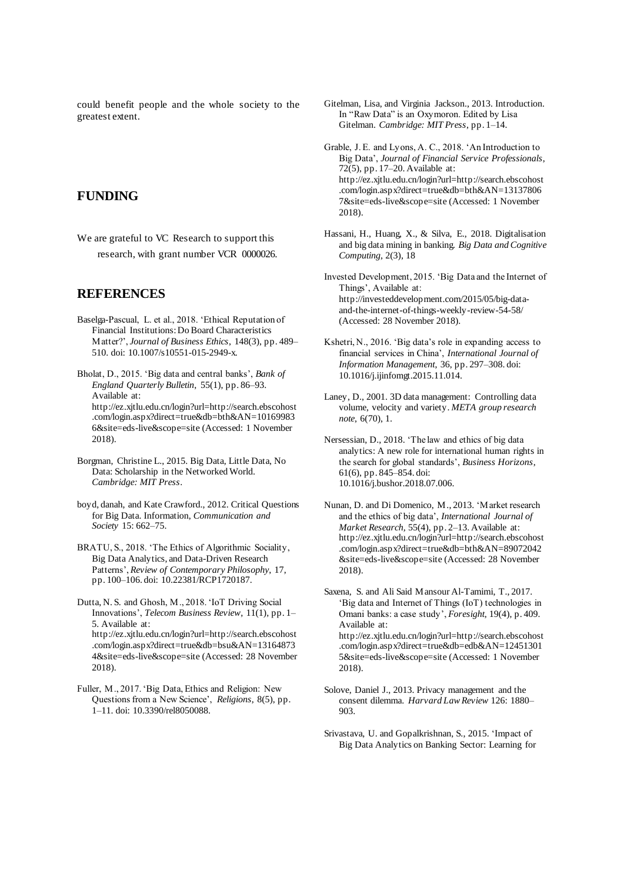could benefit people and the whole society to the greatest extent.

## FUNDING

We are grateful to VC Research to support this research, with grant number VCR 0000026.

## REFERENCES

Baselga-Pascual, L. et al., 2018. 'Ethical Reputation of Financial Institutions: Do Board Characteristics Matter?', *Journal of Business Ethics*, 148(3), pp. 489–510. doi: 10.1007/s10551-015-2949-x.

Bholat, D., 2015. 'Big data and central banks', *Bank of England Quarterly Bulletin*, 55(1), pp. 86–93. Available at: http://ez.xjtlu.edu.cn/login?url=http://search.ebscohost.com/login.aspx?direct=true&db=bth&AN=101699836&site=eds-live&scope=site (Accessed: 1 November 2018).

Borgman, Christine L., 2015. Big Data, Little Data, No Data: Scholarship in the Networked World. *Cambridge: MIT Press*.

boyd, danah, and Kate Crawford., 2012. Critical Questions for Big Data. Information, *Communication and Society* 15: 662–75.

BRATU, S., 2018. 'The Ethics of Algorithmic Sociality, Big Data Analytics, and Data-Driven Research Patterns', *Review of Contemporary Philosophy*, 17, pp. 100–106. doi: 10.22381/RCP1720187.

Dutta, N. S. and Ghosh, M., 2018. 'IoT Driving Social Innovations', *Telecom Business Review*, 11(1), pp. 1–5. Available at: http://ez.xjtlu.edu.cn/login?url=http://search.ebscohost.com/login.aspx?direct=true&db=bsu&AN=131648734&site=eds-live&scope=site (Accessed: 28 November 2018).

Fuller, M., 2017. 'Big Data, Ethics and Religion: New Questions from a New Science', *Religions*, 8(5), pp. 1–11. doi: 10.3390/rel8050088.

Gitelman, Lisa, and Virginia Jackson., 2013. Introduction. In "Raw Data" is an Oxymoron. Edited by Lisa Gitelman. *Cambridge: MIT Press*, pp. 1–14.

Grable, J. E. and Lyons, A. C., 2018. 'An Introduction to Big Data', *Journal of Financial Service Professionals*, 72(5), pp. 17–20. Available at: http://ez.xjtlu.edu.cn/login?url=http://search.ebscohost.com/login.aspx?direct=true&db=bth&AN=131378067&site=eds-live&scope=site (Accessed: 1 November 2018).

Hassani, H., Huang, X., & Silva, E., 2018. Digitalisation and big data mining in banking. *Big Data and Cognitive Computing*, 2(3), 18

Invested Development, 2015. 'Big Data and the Internet of Things', Available at: http://investeddevelopment.com/2015/05/big-data-and-the-internet-of-things-weekly-review-54-58/ (Accessed: 28 November 2018).

Kshetri, N., 2016. 'Big data's role in expanding access to financial services in China', *International Journal of Information Management*, 36, pp. 297–308. doi: 10.1016/j.ijinfomgt.2015.11.014.

Laney, D., 2001. 3D data management: Controlling data volume, velocity and variety. *META group research note*, 6(70), 1.

Nersessian, D., 2018. 'The law and ethics of big data analytics: A new role for international human rights in the search for global standards', *Business Horizons*, 61(6), pp. 845–854. doi: 10.1016/j.bushor.2018.07.006.

Nunan, D. and Di Domenico, M., 2013. 'Market research and the ethics of big data', *International Journal of Market Research*, 55(4), pp. 2–13. Available at: http://ez.xjtlu.edu.cn/login?url=http://search.ebscohost.com/login.aspx?direct=true&db=bth&AN=89072042&site=eds-live&scope=site (Accessed: 28 November 2018).

Saxena, S. and Ali Said Mansour Al-Tamimi, T., 2017. 'Big data and Internet of Things (IoT) technologies in Omani banks: a case study', *Foresight*, 19(4), p. 409. Available at: http://ez.xjtlu.edu.cn/login?url=http://search.ebscohost.com/login.aspx?direct=true&db=edb&AN=124513015&site=eds-live&scope=site (Accessed: 1 November 2018).

Solove, Daniel J., 2013. Privacy management and the consent dilemma. *Harvard Law Review* 126: 1880–903.

Srivastava, U. and Gopalkrishnan, S., 2015. 'Impact of Big Data Analytics on Banking Sector: Learning for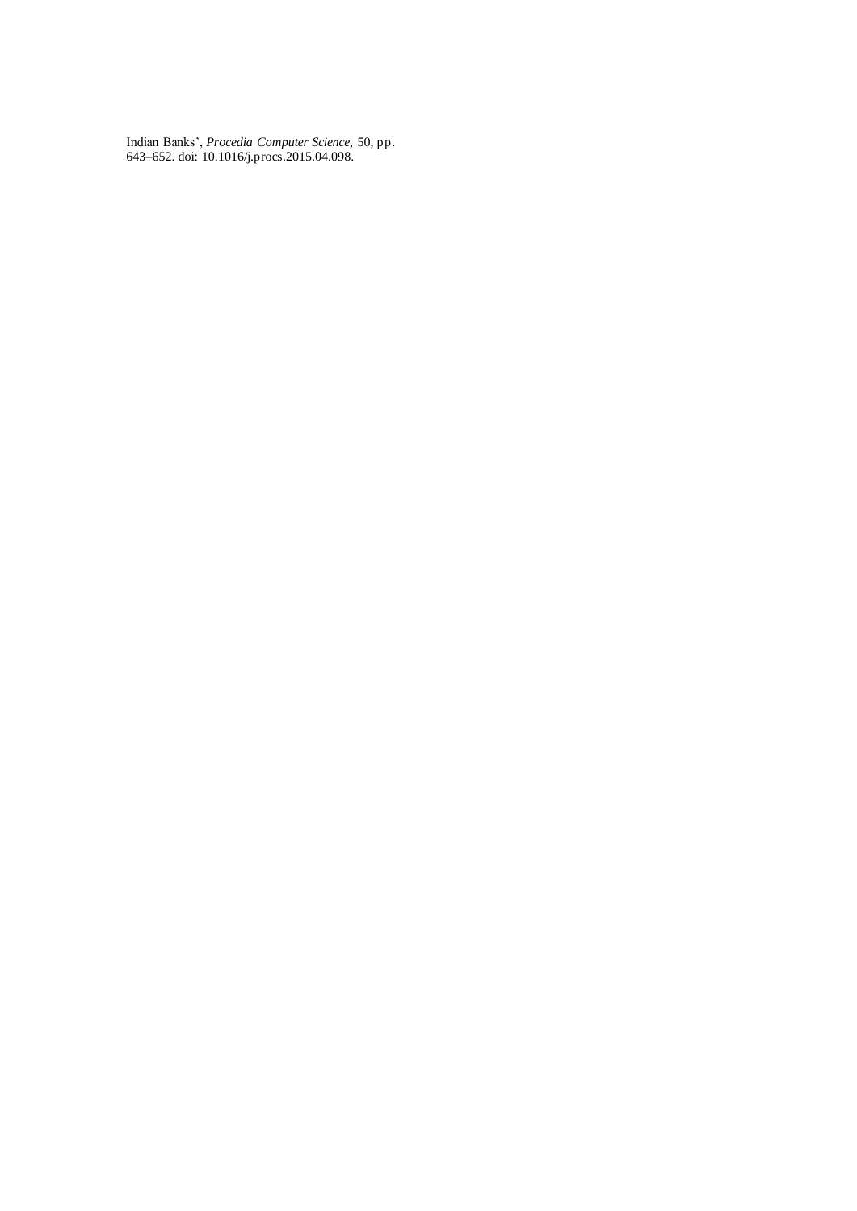Indian Banks', *Procedia Computer Science*, 50, pp. 643–652. doi: 10.1016/j.procs.2015.04.098.